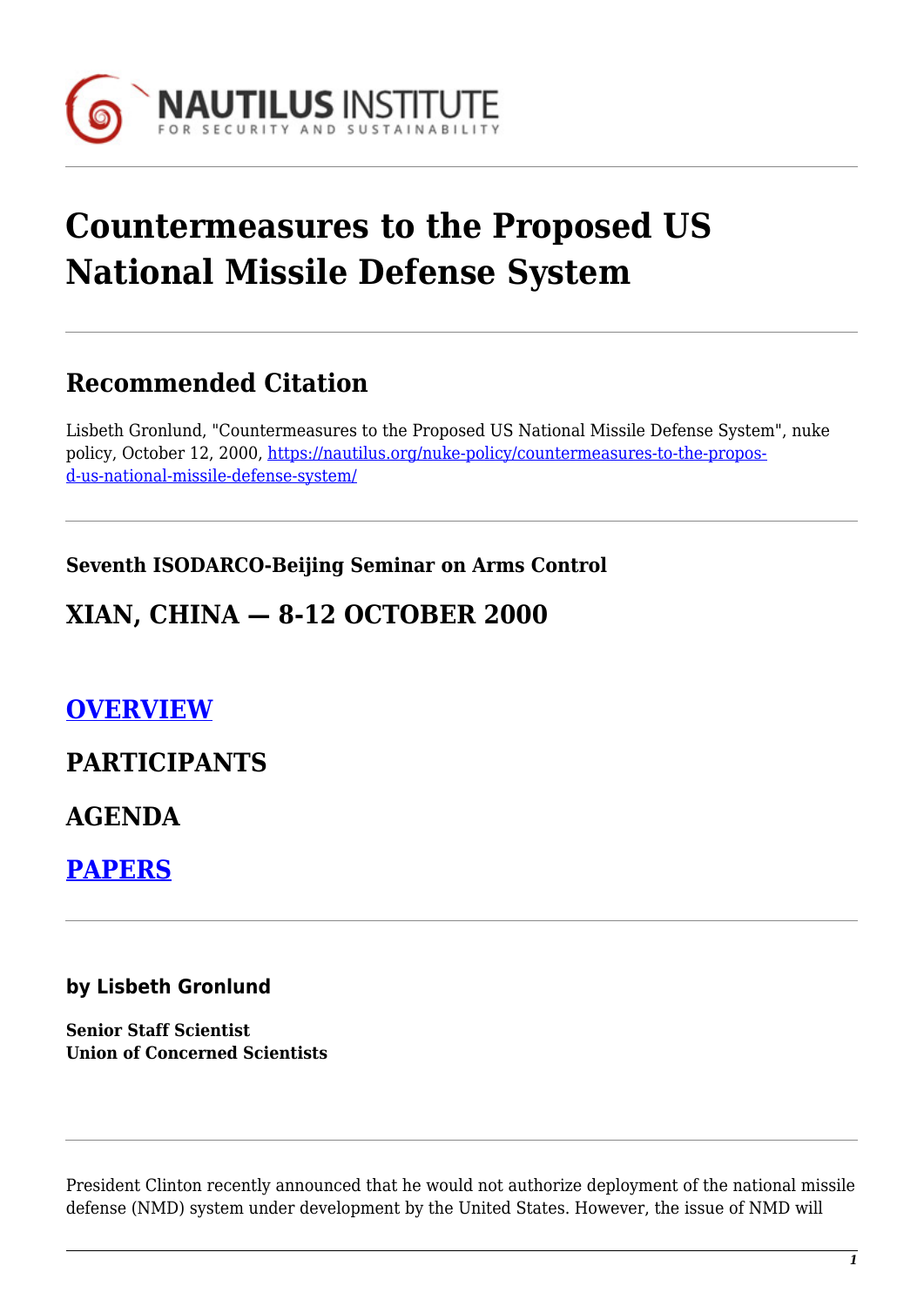# Countermeasures to the Proposed US National Missile Defense System

## Recommended Citation

Lisbeth Gronlund, "Countermeasures to the Proposed US National Missile Defense System", nuke policy, October 12, 2000, https://nautilus.org/nuke-policy/countermeasures-to-the-propos-d-us-national-missile-defense-system/

**Seventh ISODARCO-Beijing Seminar on Arms Control**

## XIAN, CHINA — 8-12 OCTOBER 2000

## OVERVIEW

## PARTICIPANTS

## AGENDA

## PAPERS

**by Lisbeth Gronlund**

**Senior Staff Scientist**
**Union of Concerned Scientists**

President Clinton recently announced that he would not authorize deployment of the national missile defense (NMD) system under development by the United States. However, the issue of NMD will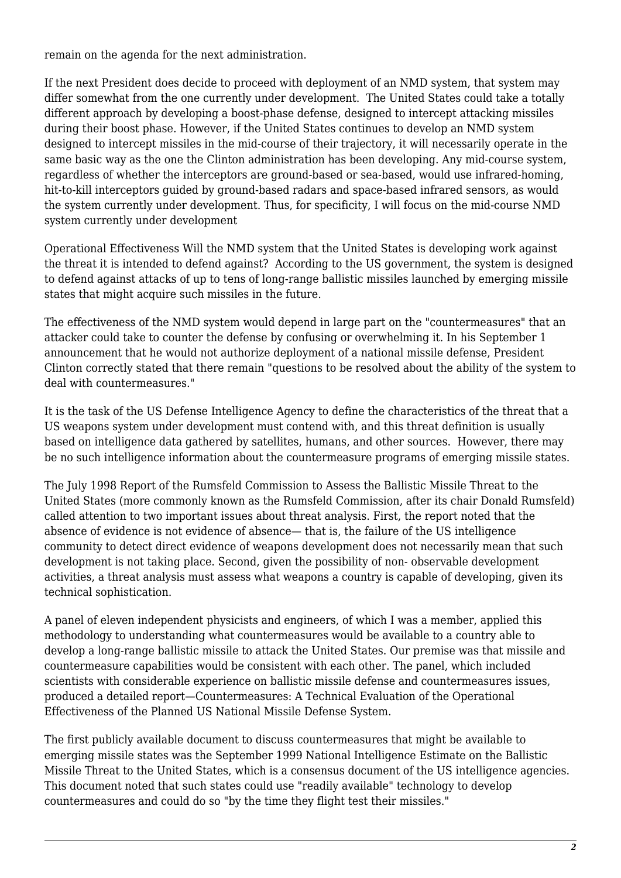remain on the agenda for the next administration.

If the next President does decide to proceed with deployment of an NMD system, that system may differ somewhat from the one currently under development. The United States could take a totally different approach by developing a boost-phase defense, designed to intercept attacking missiles during their boost phase. However, if the United States continues to develop an NMD system designed to intercept missiles in the mid-course of their trajectory, it will necessarily operate in the same basic way as the one the Clinton administration has been developing. Any mid-course system, regardless of whether the interceptors are ground-based or sea-based, would use infrared-homing, hit-to-kill interceptors guided by ground-based radars and space-based infrared sensors, as would the system currently under development. Thus, for specificity, I will focus on the mid-course NMD system currently under development

Operational Effectiveness Will the NMD system that the United States is developing work against the threat it is intended to defend against? According to the US government, the system is designed to defend against attacks of up to tens of long-range ballistic missiles launched by emerging missile states that might acquire such missiles in the future.

The effectiveness of the NMD system would depend in large part on the "countermeasures" that an attacker could take to counter the defense by confusing or overwhelming it. In his September 1 announcement that he would not authorize deployment of a national missile defense, President Clinton correctly stated that there remain "questions to be resolved about the ability of the system to deal with countermeasures."

It is the task of the US Defense Intelligence Agency to define the characteristics of the threat that a US weapons system under development must contend with, and this threat definition is usually based on intelligence data gathered by satellites, humans, and other sources. However, there may be no such intelligence information about the countermeasure programs of emerging missile states.

The July 1998 Report of the Rumsfeld Commission to Assess the Ballistic Missile Threat to the United States (more commonly known as the Rumsfeld Commission, after its chair Donald Rumsfeld) called attention to two important issues about threat analysis. First, the report noted that the absence of evidence is not evidence of absence— that is, the failure of the US intelligence community to detect direct evidence of weapons development does not necessarily mean that such development is not taking place. Second, given the possibility of non- observable development activities, a threat analysis must assess what weapons a country is capable of developing, given its technical sophistication.

A panel of eleven independent physicists and engineers, of which I was a member, applied this methodology to understanding what countermeasures would be available to a country able to develop a long-range ballistic missile to attack the United States. Our premise was that missile and countermeasure capabilities would be consistent with each other. The panel, which included scientists with considerable experience on ballistic missile defense and countermeasures issues, produced a detailed report—Countermeasures: A Technical Evaluation of the Operational Effectiveness of the Planned US National Missile Defense System.

The first publicly available document to discuss countermeasures that might be available to emerging missile states was the September 1999 National Intelligence Estimate on the Ballistic Missile Threat to the United States, which is a consensus document of the US intelligence agencies. This document noted that such states could use "readily available" technology to develop countermeasures and could do so "by the time they flight test their missiles."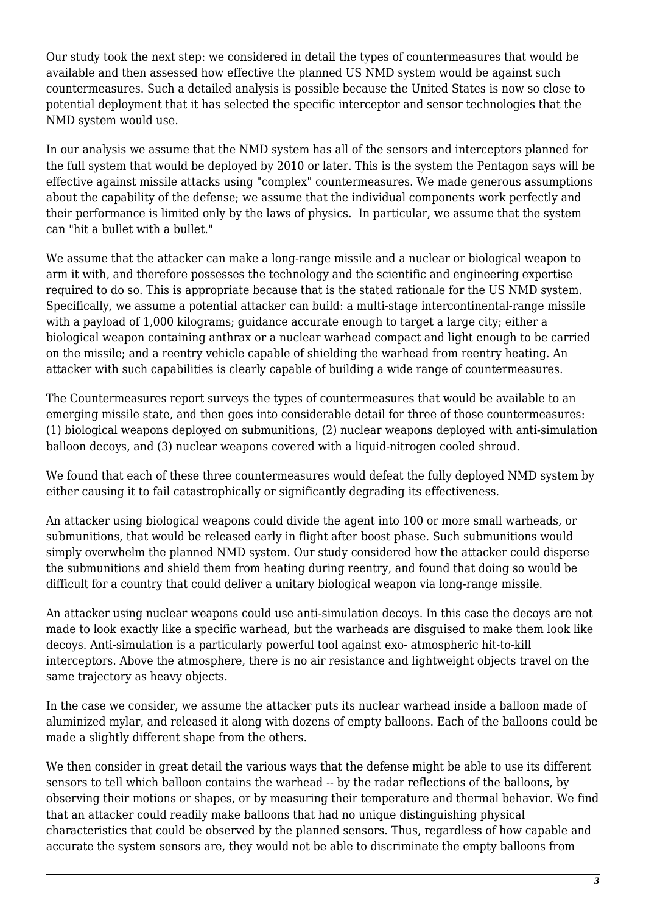Our study took the next step: we considered in detail the types of countermeasures that would be available and then assessed how effective the planned US NMD system would be against such countermeasures. Such a detailed analysis is possible because the United States is now so close to potential deployment that it has selected the specific interceptor and sensor technologies that the NMD system would use.

In our analysis we assume that the NMD system has all of the sensors and interceptors planned for the full system that would be deployed by 2010 or later. This is the system the Pentagon says will be effective against missile attacks using "complex" countermeasures. We made generous assumptions about the capability of the defense; we assume that the individual components work perfectly and their performance is limited only by the laws of physics. In particular, we assume that the system can "hit a bullet with a bullet."

We assume that the attacker can make a long-range missile and a nuclear or biological weapon to arm it with, and therefore possesses the technology and the scientific and engineering expertise required to do so. This is appropriate because that is the stated rationale for the US NMD system. Specifically, we assume a potential attacker can build: a multi-stage intercontinental-range missile with a payload of 1,000 kilograms; guidance accurate enough to target a large city; either a biological weapon containing anthrax or a nuclear warhead compact and light enough to be carried on the missile; and a reentry vehicle capable of shielding the warhead from reentry heating. An attacker with such capabilities is clearly capable of building a wide range of countermeasures.

The Countermeasures report surveys the types of countermeasures that would be available to an emerging missile state, and then goes into considerable detail for three of those countermeasures: (1) biological weapons deployed on submunitions, (2) nuclear weapons deployed with anti-simulation balloon decoys, and (3) nuclear weapons covered with a liquid-nitrogen cooled shroud.

We found that each of these three countermeasures would defeat the fully deployed NMD system by either causing it to fail catastrophically or significantly degrading its effectiveness.

An attacker using biological weapons could divide the agent into 100 or more small warheads, or submunitions, that would be released early in flight after boost phase. Such submunitions would simply overwhelm the planned NMD system. Our study considered how the attacker could disperse the submunitions and shield them from heating during reentry, and found that doing so would be difficult for a country that could deliver a unitary biological weapon via long-range missile.

An attacker using nuclear weapons could use anti-simulation decoys. In this case the decoys are not made to look exactly like a specific warhead, but the warheads are disguised to make them look like decoys. Anti-simulation is a particularly powerful tool against exo- atmospheric hit-to-kill interceptors. Above the atmosphere, there is no air resistance and lightweight objects travel on the same trajectory as heavy objects.

In the case we consider, we assume the attacker puts its nuclear warhead inside a balloon made of aluminized mylar, and released it along with dozens of empty balloons. Each of the balloons could be made a slightly different shape from the others.

We then consider in great detail the various ways that the defense might be able to use its different sensors to tell which balloon contains the warhead -- by the radar reflections of the balloons, by observing their motions or shapes, or by measuring their temperature and thermal behavior. We find that an attacker could readily make balloons that had no unique distinguishing physical characteristics that could be observed by the planned sensors. Thus, regardless of how capable and accurate the system sensors are, they would not be able to discriminate the empty balloons from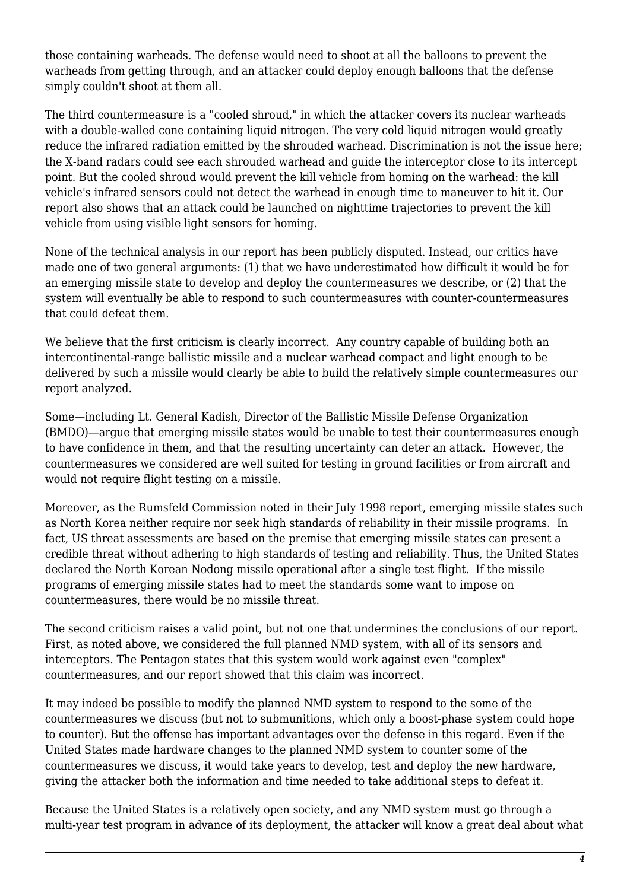those containing warheads. The defense would need to shoot at all the balloons to prevent the warheads from getting through, and an attacker could deploy enough balloons that the defense simply couldn't shoot at them all.

The third countermeasure is a "cooled shroud," in which the attacker covers its nuclear warheads with a double-walled cone containing liquid nitrogen. The very cold liquid nitrogen would greatly reduce the infrared radiation emitted by the shrouded warhead. Discrimination is not the issue here; the X-band radars could see each shrouded warhead and guide the interceptor close to its intercept point. But the cooled shroud would prevent the kill vehicle from homing on the warhead: the kill vehicle's infrared sensors could not detect the warhead in enough time to maneuver to hit it. Our report also shows that an attack could be launched on nighttime trajectories to prevent the kill vehicle from using visible light sensors for homing.

None of the technical analysis in our report has been publicly disputed. Instead, our critics have made one of two general arguments: (1) that we have underestimated how difficult it would be for an emerging missile state to develop and deploy the countermeasures we describe, or (2) that the system will eventually be able to respond to such countermeasures with counter-countermeasures that could defeat them.

We believe that the first criticism is clearly incorrect. Any country capable of building both an intercontinental-range ballistic missile and a nuclear warhead compact and light enough to be delivered by such a missile would clearly be able to build the relatively simple countermeasures our report analyzed.

Some—including Lt. General Kadish, Director of the Ballistic Missile Defense Organization (BMDO)—argue that emerging missile states would be unable to test their countermeasures enough to have confidence in them, and that the resulting uncertainty can deter an attack. However, the countermeasures we considered are well suited for testing in ground facilities or from aircraft and would not require flight testing on a missile.

Moreover, as the Rumsfeld Commission noted in their July 1998 report, emerging missile states such as North Korea neither require nor seek high standards of reliability in their missile programs. In fact, US threat assessments are based on the premise that emerging missile states can present a credible threat without adhering to high standards of testing and reliability. Thus, the United States declared the North Korean Nodong missile operational after a single test flight. If the missile programs of emerging missile states had to meet the standards some want to impose on countermeasures, there would be no missile threat.

The second criticism raises a valid point, but not one that undermines the conclusions of our report. First, as noted above, we considered the full planned NMD system, with all of its sensors and interceptors. The Pentagon states that this system would work against even "complex" countermeasures, and our report showed that this claim was incorrect.

It may indeed be possible to modify the planned NMD system to respond to the some of the countermeasures we discuss (but not to submunitions, which only a boost-phase system could hope to counter). But the offense has important advantages over the defense in this regard. Even if the United States made hardware changes to the planned NMD system to counter some of the countermeasures we discuss, it would take years to develop, test and deploy the new hardware, giving the attacker both the information and time needed to take additional steps to defeat it.

Because the United States is a relatively open society, and any NMD system must go through a multi-year test program in advance of its deployment, the attacker will know a great deal about what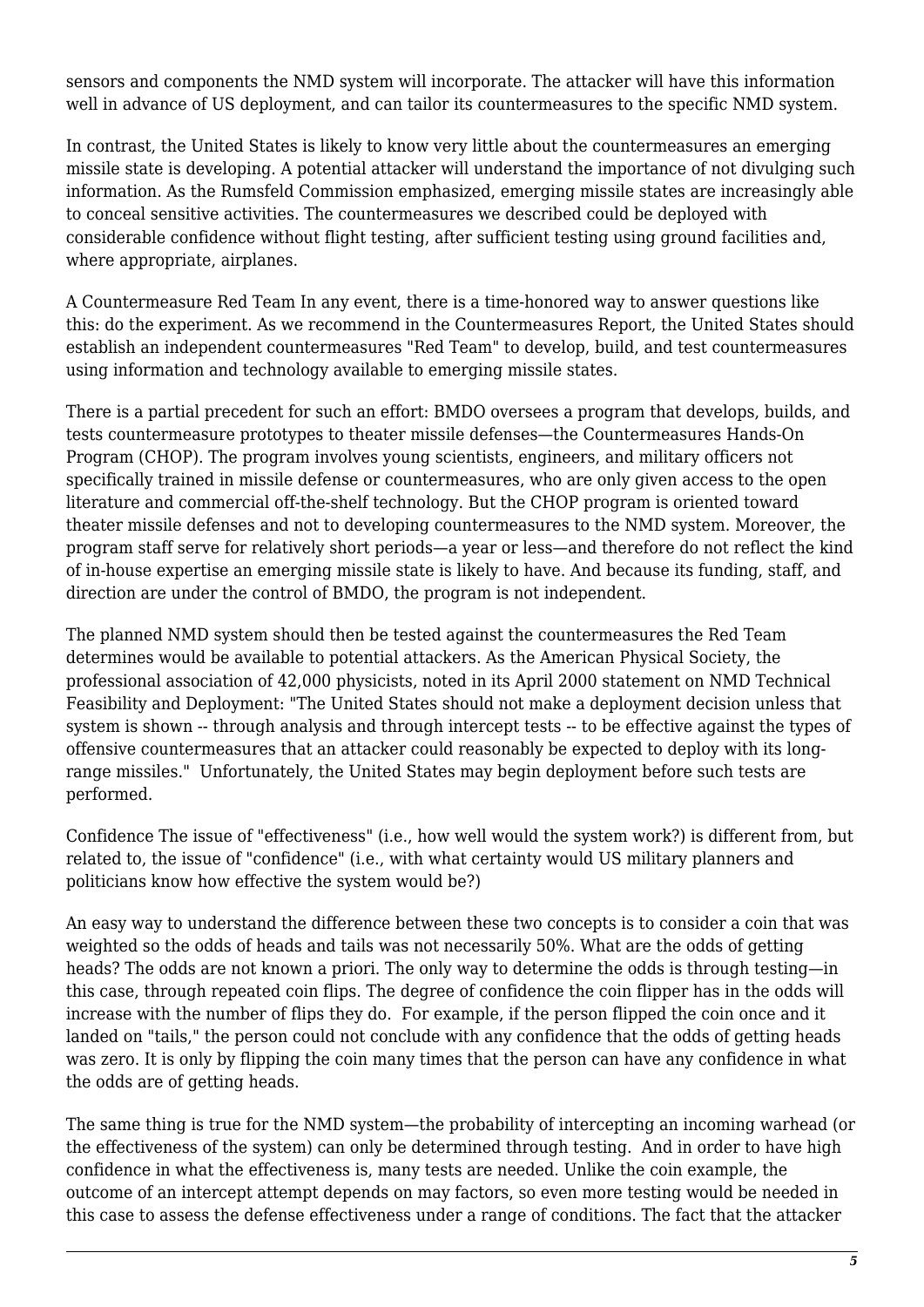sensors and components the NMD system will incorporate. The attacker will have this information well in advance of US deployment, and can tailor its countermeasures to the specific NMD system.

In contrast, the United States is likely to know very little about the countermeasures an emerging missile state is developing. A potential attacker will understand the importance of not divulging such information. As the Rumsfeld Commission emphasized, emerging missile states are increasingly able to conceal sensitive activities. The countermeasures we described could be deployed with considerable confidence without flight testing, after sufficient testing using ground facilities and, where appropriate, airplanes.

A Countermeasure Red Team In any event, there is a time-honored way to answer questions like this: do the experiment. As we recommend in the Countermeasures Report, the United States should establish an independent countermeasures "Red Team" to develop, build, and test countermeasures using information and technology available to emerging missile states.

There is a partial precedent for such an effort: BMDO oversees a program that develops, builds, and tests countermeasure prototypes to theater missile defenses—the Countermeasures Hands-On Program (CHOP). The program involves young scientists, engineers, and military officers not specifically trained in missile defense or countermeasures, who are only given access to the open literature and commercial off-the-shelf technology. But the CHOP program is oriented toward theater missile defenses and not to developing countermeasures to the NMD system. Moreover, the program staff serve for relatively short periods—a year or less—and therefore do not reflect the kind of in-house expertise an emerging missile state is likely to have. And because its funding, staff, and direction are under the control of BMDO, the program is not independent.

The planned NMD system should then be tested against the countermeasures the Red Team determines would be available to potential attackers. As the American Physical Society, the professional association of 42,000 physicists, noted in its April 2000 statement on NMD Technical Feasibility and Deployment: "The United States should not make a deployment decision unless that system is shown -- through analysis and through intercept tests -- to be effective against the types of offensive countermeasures that an attacker could reasonably be expected to deploy with its long-range missiles." Unfortunately, the United States may begin deployment before such tests are performed.

Confidence The issue of "effectiveness" (i.e., how well would the system work?) is different from, but related to, the issue of "confidence" (i.e., with what certainty would US military planners and politicians know how effective the system would be?)

An easy way to understand the difference between these two concepts is to consider a coin that was weighted so the odds of heads and tails was not necessarily 50%. What are the odds of getting heads? The odds are not known a priori. The only way to determine the odds is through testing—in this case, through repeated coin flips. The degree of confidence the coin flipper has in the odds will increase with the number of flips they do. For example, if the person flipped the coin once and it landed on "tails," the person could not conclude with any confidence that the odds of getting heads was zero. It is only by flipping the coin many times that the person can have any confidence in what the odds are of getting heads.

The same thing is true for the NMD system—the probability of intercepting an incoming warhead (or the effectiveness of the system) can only be determined through testing. And in order to have high confidence in what the effectiveness is, many tests are needed. Unlike the coin example, the outcome of an intercept attempt depends on may factors, so even more testing would be needed in this case to assess the defense effectiveness under a range of conditions. The fact that the attacker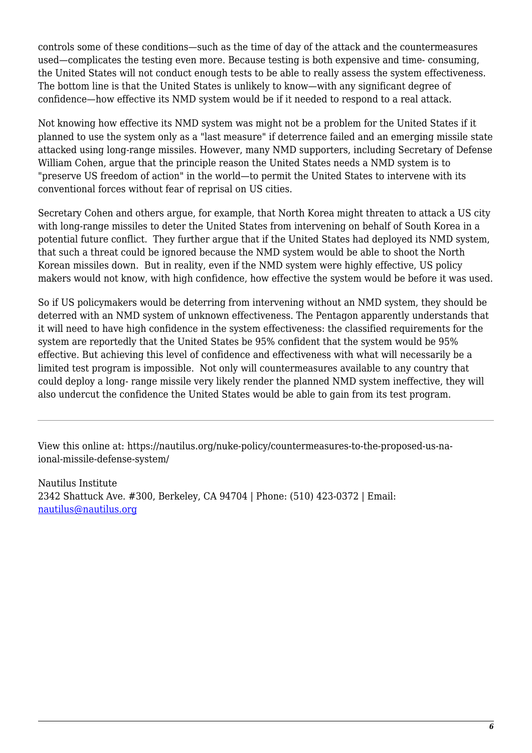controls some of these conditions—such as the time of day of the attack and the countermeasures used—complicates the testing even more. Because testing is both expensive and time- consuming, the United States will not conduct enough tests to be able to really assess the system effectiveness. The bottom line is that the United States is unlikely to know—with any significant degree of confidence—how effective its NMD system would be if it needed to respond to a real attack.

Not knowing how effective its NMD system was might not be a problem for the United States if it planned to use the system only as a "last measure" if deterrence failed and an emerging missile state attacked using long-range missiles. However, many NMD supporters, including Secretary of Defense William Cohen, argue that the principle reason the United States needs a NMD system is to "preserve US freedom of action" in the world—to permit the United States to intervene with its conventional forces without fear of reprisal on US cities.

Secretary Cohen and others argue, for example, that North Korea might threaten to attack a US city with long-range missiles to deter the United States from intervening on behalf of South Korea in a potential future conflict. They further argue that if the United States had deployed its NMD system, that such a threat could be ignored because the NMD system would be able to shoot the North Korean missiles down. But in reality, even if the NMD system were highly effective, US policy makers would not know, with high confidence, how effective the system would be before it was used.

So if US policymakers would be deterring from intervening without an NMD system, they should be deterred with an NMD system of unknown effectiveness. The Pentagon apparently understands that it will need to have high confidence in the system effectiveness: the classified requirements for the system are reportedly that the United States be 95% confident that the system would be 95% effective. But achieving this level of confidence and effectiveness with what will necessarily be a limited test program is impossible. Not only will countermeasures available to any country that could deploy a long- range missile very likely render the planned NMD system ineffective, they will also undercut the confidence the United States would be able to gain from its test program.

---

View this online at: https://nautilus.org/nuke-policy/countermeasures-to-the-proposed-us-national-missile-defense-system/

Nautilus Institute
2342 Shattuck Ave. #300, Berkeley, CA 94704 | Phone: (510) 423-0372 | Email: nautilus@nautilus.org